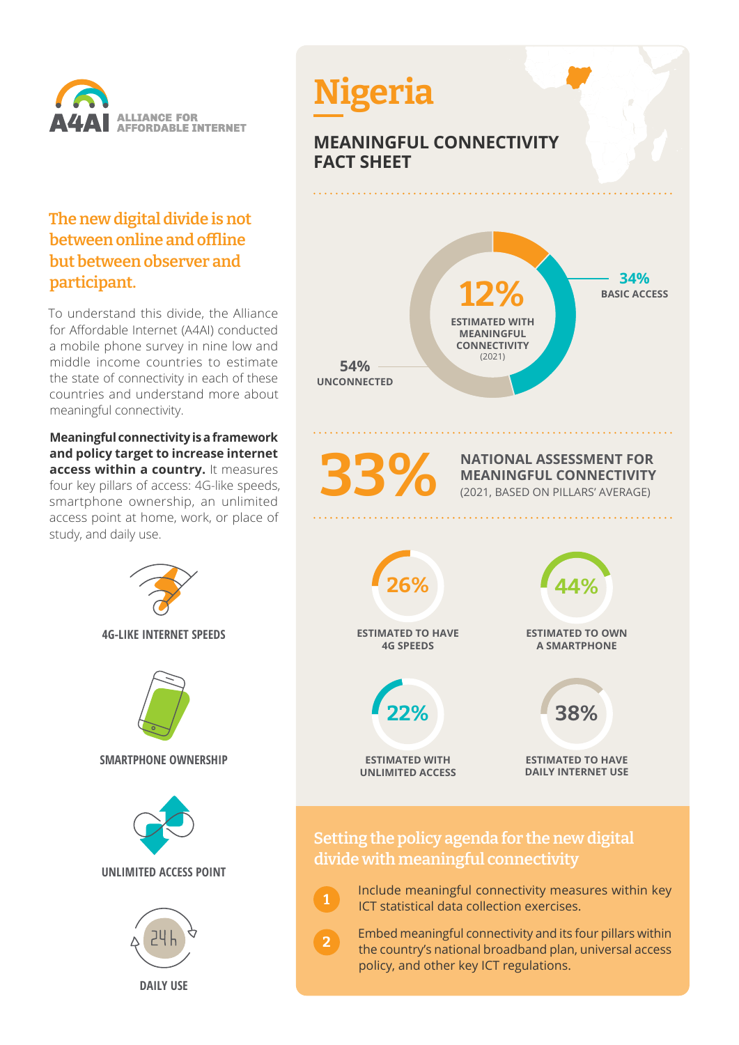A4AI ALLIANCE FOR AFFORDABLE INTERNET

## The new digital divide is not between online and offline but between observer and participant.

To understand this divide, the Alliance for Affordable Internet (A4AI) conducted a mobile phone survey in nine low and middle income countries to estimate the state of connectivity in each of these countries and understand more about meaningful connectivity.

**Meaningful connectivity is a framework and policy target to increase internet access within a country.** It measures four key pillars of access: 4G-like speeds, smartphone ownership, an unlimited access point at home, work, or place of study, and daily use.

4G-LIKE INTERNET SPEEDS

SMARTPHONE OWNERSHIP

UNLIMITED ACCESS POINT

DAILY USE

# Nigeria

## MEANINGFUL CONNECTIVITY FACT SHEET

**12%** ESTIMATED WITH MEANINGFUL CONNECTIVITY (2021)

**34%** BASIC ACCESS

**54%** UNCONNECTED

**33%** NATIONAL ASSESSMENT FOR MEANINGFUL CONNECTIVITY (2021, BASED ON PILLARS' AVERAGE)

**26%** ESTIMATED TO HAVE 4G SPEEDS

**44%** ESTIMATED TO OWN A SMARTPHONE

**22%** ESTIMATED WITH UNLIMITED ACCESS

**38%** ESTIMATED TO HAVE DAILY INTERNET USE

## Setting the policy agenda for the new digital divide with meaningful connectivity

1. Include meaningful connectivity measures within key ICT statistical data collection exercises.
2. Embed meaningful connectivity and its four pillars within the country's national broadband plan, universal access policy, and other key ICT regulations.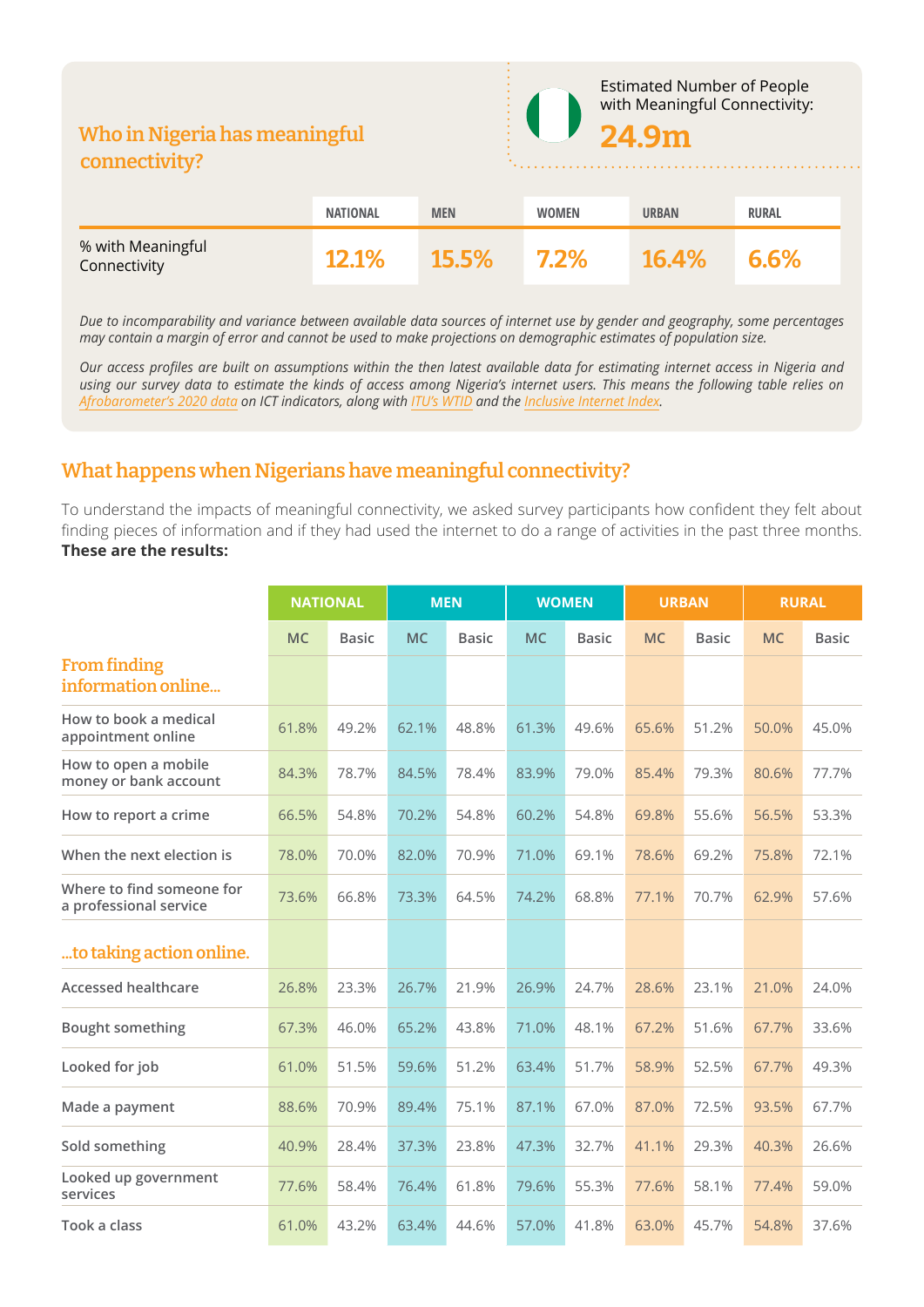## Who in Nigeria has meaningful connectivity?

Estimated Number of People with Meaningful Connectivity:

**24.9m**

| | NATIONAL | MEN | WOMEN | URBAN | RURAL |
|---|---|---|---|---|---|
| % with Meaningful Connectivity | 12.1% | 15.5% | 7.2% | 16.4% | 6.6% |

*Due to incomparability and variance between available data sources of internet use by gender and geography, some percentages may contain a margin of error and cannot be used to make projections on demographic estimates of population size.*

*Our access profiles are built on assumptions within the then latest available data for estimating internet access in Nigeria and using our survey data to estimate the kinds of access among Nigeria's internet users. This means the following table relies on Afrobarometer's 2020 data on ICT indicators, along with ITU's WTID and the Inclusive Internet Index.*

## What happens when Nigerians have meaningful connectivity?

To understand the impacts of meaningful connectivity, we asked survey participants how confident they felt about finding pieces of information and if they had used the internet to do a range of activities in the past three months. **These are the results:**

| | NATIONAL | | MEN | | WOMEN | | URBAN | | RURAL | |
|---|---|---|---|---|---|---|---|---|---|---|
| | MC | Basic | MC | Basic | MC | Basic | MC | Basic | MC | Basic |
| **From finding information online...** | | | | | | | | | | |
| How to book a medical appointment online | 61.8% | 49.2% | 62.1% | 48.8% | 61.3% | 49.6% | 65.6% | 51.2% | 50.0% | 45.0% |
| How to open a mobile money or bank account | 84.3% | 78.7% | 84.5% | 78.4% | 83.9% | 79.0% | 85.4% | 79.3% | 80.6% | 77.7% |
| How to report a crime | 66.5% | 54.8% | 70.2% | 54.8% | 60.2% | 54.8% | 69.8% | 55.6% | 56.5% | 53.3% |
| When the next election is | 78.0% | 70.0% | 82.0% | 70.9% | 71.0% | 69.1% | 78.6% | 69.2% | 75.8% | 72.1% |
| Where to find someone for a professional service | 73.6% | 66.8% | 73.3% | 64.5% | 74.2% | 68.8% | 77.1% | 70.7% | 62.9% | 57.6% |
| **...to taking action online.** | | | | | | | | | | |
| Accessed healthcare | 26.8% | 23.3% | 26.7% | 21.9% | 26.9% | 24.7% | 28.6% | 23.1% | 21.0% | 24.0% |
| Bought something | 67.3% | 46.0% | 65.2% | 43.8% | 71.0% | 48.1% | 67.2% | 51.6% | 67.7% | 33.6% |
| Looked for job | 61.0% | 51.5% | 59.6% | 51.2% | 63.4% | 51.7% | 58.9% | 52.5% | 67.7% | 49.3% |
| Made a payment | 88.6% | 70.9% | 89.4% | 75.1% | 87.1% | 67.0% | 87.0% | 72.5% | 93.5% | 67.7% |
| Sold something | 40.9% | 28.4% | 37.3% | 23.8% | 47.3% | 32.7% | 41.1% | 29.3% | 40.3% | 26.6% |
| Looked up government services | 77.6% | 58.4% | 76.4% | 61.8% | 79.6% | 55.3% | 77.6% | 58.1% | 77.4% | 59.0% |
| Took a class | 61.0% | 43.2% | 63.4% | 44.6% | 57.0% | 41.8% | 63.0% | 45.7% | 54.8% | 37.6% |